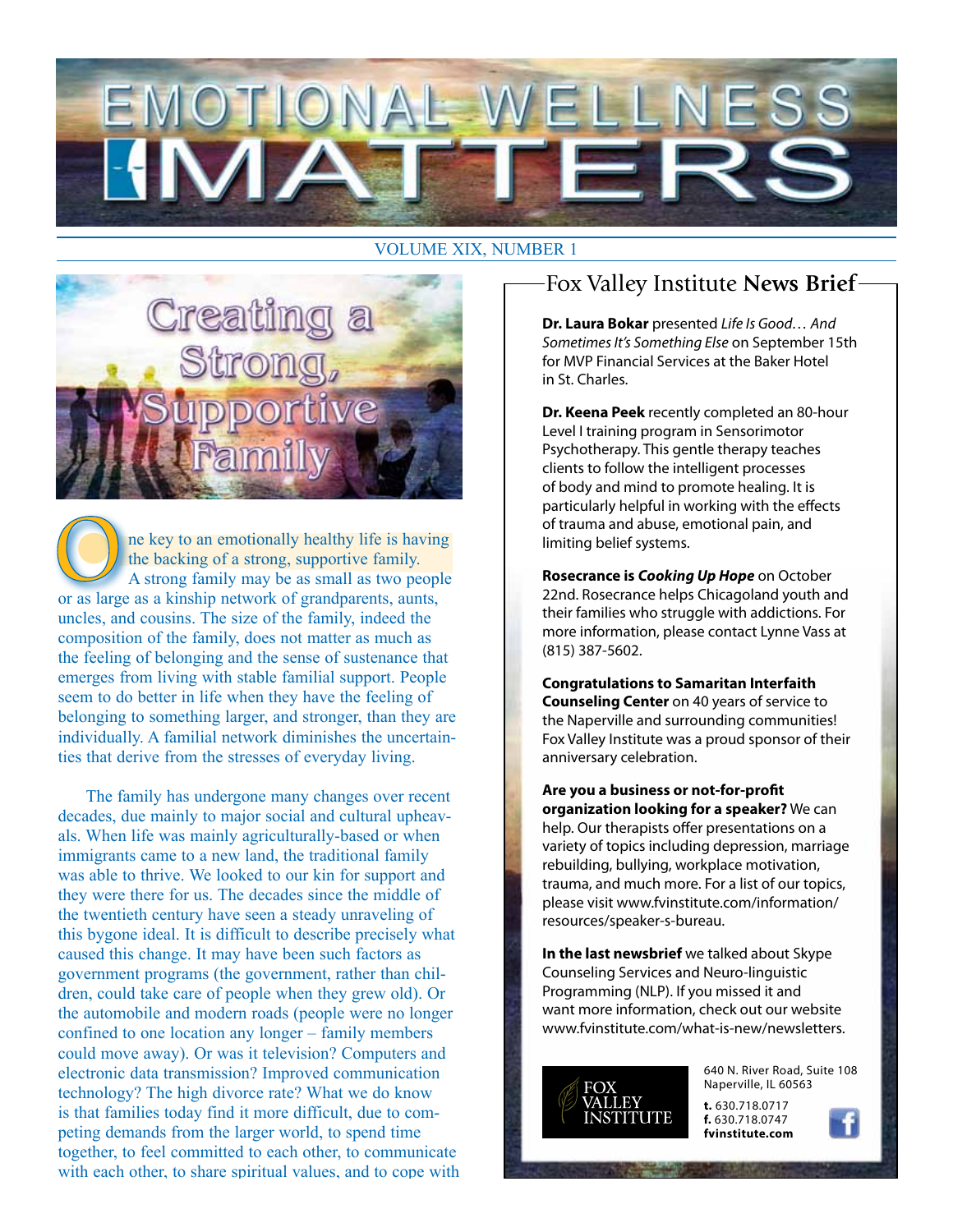# EMOTIONAL WELLNESS MATTERS

VOLUME XIX, NUMBER 1

## Creating a Strong, Supportive Family

One key to an emotionally healthy life is having the backing of a strong, supportive family. A strong family may be as small as two people or as large as a kinship network of grandparents, aunts, uncles, and cousins. The size of the family, indeed the composition of the family, does not matter as much as the feeling of belonging and the sense of sustenance that emerges from living with stable familial support. People seem to do better in life when they have the feeling of belonging to something larger, and stronger, than they are individually. A familial network diminishes the uncertainties that derive from the stresses of everyday living.

The family has undergone many changes over recent decades, due mainly to major social and cultural upheavals. When life was mainly agriculturally-based or when immigrants came to a new land, the traditional family was able to thrive. We looked to our kin for support and they were there for us. The decades since the middle of the twentieth century have seen a steady unraveling of this bygone ideal. It is difficult to describe precisely what caused this change. It may have been such factors as government programs (the government, rather than children, could take care of people when they grew old). Or the automobile and modern roads (people were no longer confined to one location any longer – family members could move away). Or was it television? Computers and electronic data transmission? Improved communication technology? The high divorce rate? What we do know is that families today find it more difficult, due to competing demands from the larger world, to spend time together, to feel committed to each other, to communicate with each other, to share spiritual values, and to cope with

## Fox Valley Institute **News Brief**

**Dr. Laura Bokar** presented *Life Is Good… And Sometimes It's Something Else* on September 15th for MVP Financial Services at the Baker Hotel in St. Charles.

**Dr. Keena Peek** recently completed an 80-hour Level I training program in Sensorimotor Psychotherapy. This gentle therapy teaches clients to follow the intelligent processes of body and mind to promote healing. It is particularly helpful in working with the effects of trauma and abuse, emotional pain, and limiting belief systems.

**Rosecrance is *Cooking Up Hope*** on October 22nd. Rosecrance helps Chicagoland youth and their families who struggle with addictions. For more information, please contact Lynne Vass at (815) 387-5602.

**Congratulations to Samaritan Interfaith Counseling Center** on 40 years of service to the Naperville and surrounding communities! Fox Valley Institute was a proud sponsor of their anniversary celebration.

**Are you a business or not-for-profit organization looking for a speaker?** We can help. Our therapists offer presentations on a variety of topics including depression, marriage rebuilding, bullying, workplace motivation, trauma, and much more. For a list of our topics, please visit www.fvinstitute.com/information/resources/speaker-s-bureau.

**In the last newsbrief** we talked about Skype Counseling Services and Neuro-linguistic Programming (NLP). If you missed it and want more information, check out our website www.fvinstitute.com/what-is-new/newsletters.

FOX VALLEY INSTITUTE

640 N. River Road, Suite 108
Naperville, IL 60563

**t.** 630.718.0717
**f.** 630.718.0747
**fvinstitute.com**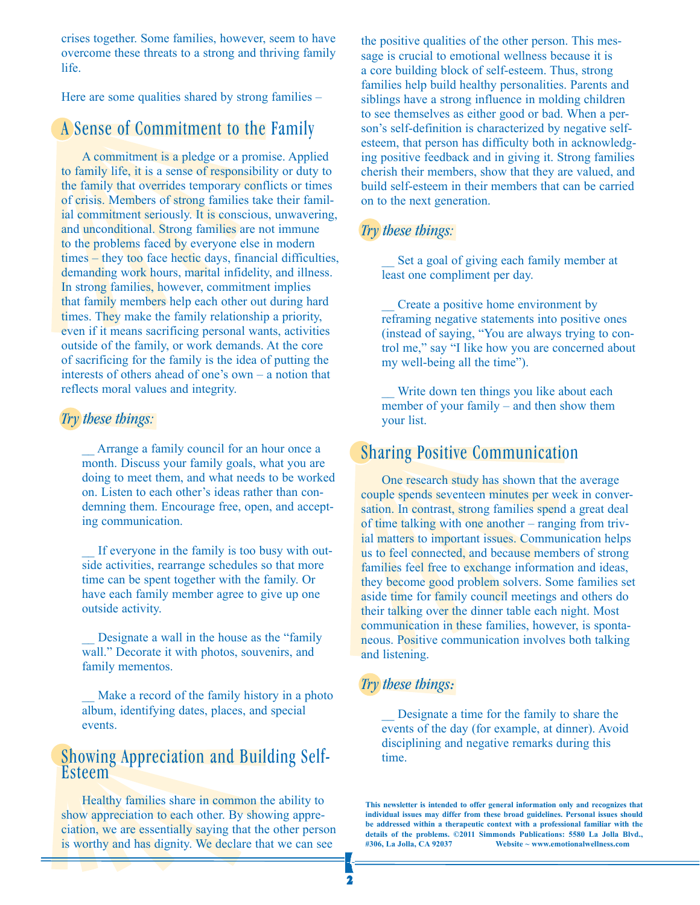crises together. Some families, however, seem to have overcome these threats to a strong and thriving family life.

Here are some qualities shared by strong families –

## A Sense of Commitment to the Family

A commitment is a pledge or a promise. Applied to family life, it is a sense of responsibility or duty to the family that overrides temporary conflicts or times of crisis. Members of strong families take their familial commitment seriously. It is conscious, unwavering, and unconditional. Strong families are not immune to the problems faced by everyone else in modern times – they too face hectic days, financial difficulties, demanding work hours, marital infidelity, and illness. In strong families, however, commitment implies that family members help each other out during hard times. They make the family relationship a priority, even if it means sacrificing personal wants, activities outside of the family, or work demands. At the core of sacrificing for the family is the idea of putting the interests of others ahead of one's own – a notion that reflects moral values and integrity.

### *Try these things:*

__ Arrange a family council for an hour once a month. Discuss your family goals, what you are doing to meet them, and what needs to be worked on. Listen to each other's ideas rather than condemning them. Encourage free, open, and accepting communication.

__ If everyone in the family is too busy with outside activities, rearrange schedules so that more time can be spent together with the family. Or have each family member agree to give up one outside activity.

__ Designate a wall in the house as the "family wall." Decorate it with photos, souvenirs, and family mementos.

__ Make a record of the family history in a photo album, identifying dates, places, and special events.

## Showing Appreciation and Building Self-Esteem

Healthy families share in common the ability to show appreciation to each other. By showing appreciation, we are essentially saying that the other person is worthy and has dignity. We declare that we can see the positive qualities of the other person. This message is crucial to emotional wellness because it is a core building block of self-esteem. Thus, strong families help build healthy personalities. Parents and siblings have a strong influence in molding children to see themselves as either good or bad. When a person's self-definition is characterized by negative self-esteem, that person has difficulty both in acknowledging positive feedback and in giving it. Strong families cherish their members, show that they are valued, and build self-esteem in their members that can be carried on to the next generation.

### *Try these things:*

__ Set a goal of giving each family member at least one compliment per day.

__ Create a positive home environment by reframing negative statements into positive ones (instead of saying, "You are always trying to control me," say "I like how you are concerned about my well-being all the time").

__ Write down ten things you like about each member of your family – and then show them your list.

## Sharing Positive Communication

One research study has shown that the average couple spends seventeen minutes per week in conversation. In contrast, strong families spend a great deal of time talking with one another – ranging from trivial matters to important issues. Communication helps us to feel connected, and because members of strong families feel free to exchange information and ideas, they become good problem solvers. Some families set aside time for family council meetings and others do their talking over the dinner table each night. Most communication in these families, however, is spontaneous. Positive communication involves both talking and listening.

### *Try these things:*

__ Designate a time for the family to share the events of the day (for example, at dinner). Avoid disciplining and negative remarks during this time.

**This newsletter is intended to offer general information only and recognizes that individual issues may differ from these broad guidelines. Personal issues should be addressed within a therapeutic context with a professional familiar with the details of the problems. ©2011 Simmonds Publications: 5580 La Jolla Blvd., #306, La Jolla, CA 92037 Website ~ www.emotionalwellness.com**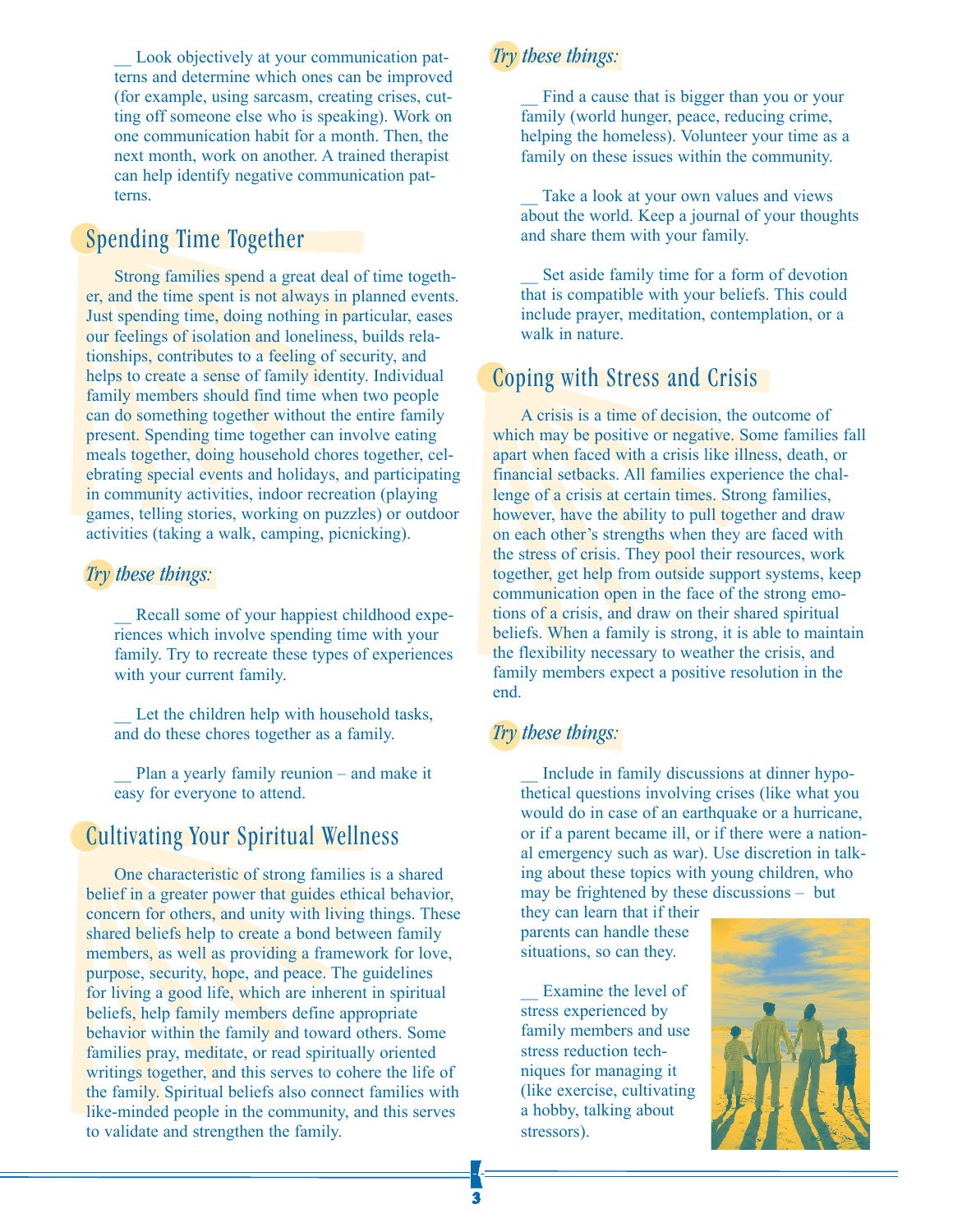__ Look objectively at your communication patterns and determine which ones can be improved (for example, using sarcasm, creating crises, cutting off someone else who is speaking). Work on one communication habit for a month. Then, the next month, work on another. A trained therapist can help identify negative communication patterns.

## Spending Time Together

Strong families spend a great deal of time together, and the time spent is not always in planned events. Just spending time, doing nothing in particular, eases our feelings of isolation and loneliness, builds relationships, contributes to a feeling of security, and helps to create a sense of family identity. Individual family members should find time when two people can do something together without the entire family present. Spending time together can involve eating meals together, doing household chores together, celebrating special events and holidays, and participating in community activities, indoor recreation (playing games, telling stories, working on puzzles) or outdoor activities (taking a walk, camping, picnicking).

### *Try these things:*

__ Recall some of your happiest childhood experiences which involve spending time with your family. Try to recreate these types of experiences with your current family.

__ Let the children help with household tasks, and do these chores together as a family.

__ Plan a yearly family reunion – and make it easy for everyone to attend.

## Cultivating Your Spiritual Wellness

One characteristic of strong families is a shared belief in a greater power that guides ethical behavior, concern for others, and unity with living things. These shared beliefs help to create a bond between family members, as well as providing a framework for love, purpose, security, hope, and peace. The guidelines for living a good life, which are inherent in spiritual beliefs, help family members define appropriate behavior within the family and toward others. Some families pray, meditate, or read spiritually oriented writings together, and this serves to cohere the life of the family. Spiritual beliefs also connect families with like-minded people in the community, and this serves to validate and strengthen the family.

### *Try these things:*

__ Find a cause that is bigger than you or your family (world hunger, peace, reducing crime, helping the homeless). Volunteer your time as a family on these issues within the community.

__ Take a look at your own values and views about the world. Keep a journal of your thoughts and share them with your family.

__ Set aside family time for a form of devotion that is compatible with your beliefs. This could include prayer, meditation, contemplation, or a walk in nature.

## Coping with Stress and Crisis

A crisis is a time of decision, the outcome of which may be positive or negative. Some families fall apart when faced with a crisis like illness, death, or financial setbacks. All families experience the challenge of a crisis at certain times. Strong families, however, have the ability to pull together and draw on each other's strengths when they are faced with the stress of crisis. They pool their resources, work together, get help from outside support systems, keep communication open in the face of the strong emotions of a crisis, and draw on their shared spiritual beliefs. When a family is strong, it is able to maintain the flexibility necessary to weather the crisis, and family members expect a positive resolution in the end.

### *Try these things:*

__ Include in family discussions at dinner hypothetical questions involving crises (like what you would do in case of an earthquake or a hurricane, or if a parent became ill, or if there were a national emergency such as war). Use discretion in talking about these topics with young children, who may be frightened by these discussions – but they can learn that if their parents can handle these situations, so can they.

__ Examine the level of stress experienced by family members and use stress reduction techniques for managing it (like exercise, cultivating a hobby, talking about stressors).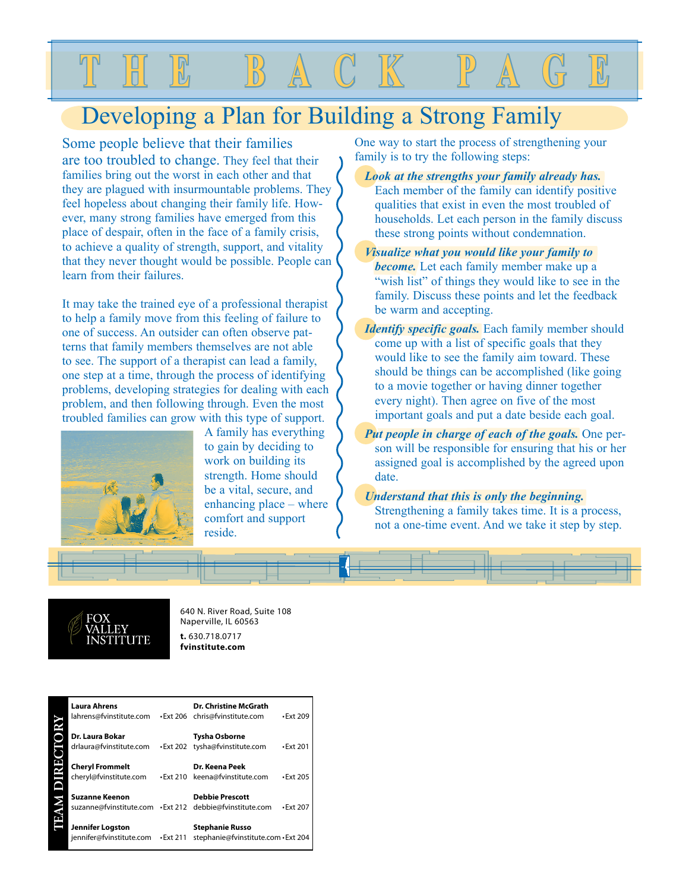# THE BACK PAGE

## Developing a Plan for Building a Strong Family

Some people believe that their families are too troubled to change. They feel that their families bring out the worst in each other and that they are plagued with insurmountable problems. They feel hopeless about changing their family life. However, many strong families have emerged from this place of despair, often in the face of a family crisis, to achieve a quality of strength, support, and vitality that they never thought would be possible. People can learn from their failures.

It may take the trained eye of a professional therapist to help a family move from this feeling of failure to one of success. An outsider can often observe patterns that family members themselves are not able to see. The support of a therapist can lead a family, one step at a time, through the process of identifying problems, developing strategies for dealing with each problem, and then following through. Even the most troubled families can grow with this type of support.

A family has everything to gain by deciding to work on building its strength. Home should be a vital, secure, and enhancing place – where comfort and support reside.

One way to start the process of strengthening your family is to try the following steps:

***Look at the strengths your family already has.*** Each member of the family can identify positive qualities that exist in even the most troubled of households. Let each person in the family discuss these strong points without condemnation.

***Visualize what you would like your family to become.*** Let each family member make up a "wish list" of things they would like to see in the family. Discuss these points and let the feedback be warm and accepting.

***Identify specific goals.*** Each family member should come up with a list of specific goals that they would like to see the family aim toward. These should be things can be accomplished (like going to a movie together or having dinner together every night). Then agree on five of the most important goals and put a date beside each goal.

***Put people in charge of each of the goals.*** One person will be responsible for ensuring that his or her assigned goal is accomplished by the agreed upon date.

***Understand that this is only the beginning.*** Strengthening a family takes time. It is a process, not a one-time event. And we take it step by step.

---

FOX VALLEY INSTITUTE

640 N. River Road, Suite 108
Naperville, IL 60563

**t.** 630.718.0717
**fvinstitute.com**

### TEAM DIRECTORY

| | | | |
|---|---|---|---|
| **Laura Ahrens** lahrens@fvinstitute.com | •Ext 206 | **Dr. Christine McGrath** chris@fvinstitute.com | •Ext 209 |
| **Dr. Laura Bokar** drlaura@fvinstitute.com | •Ext 202 | **Tysha Osborne** tysha@fvinstitute.com | •Ext 201 |
| **Cheryl Frommelt** cheryl@fvinstitute.com | •Ext 210 | **Dr. Keena Peek** keena@fvinstitute.com | •Ext 205 |
| **Suzanne Keenon** suzanne@fvinstitute.com | •Ext 212 | **Debbie Prescott** debbie@fvinstitute.com | •Ext 207 |
| **Jennifer Logston** jennifer@fvinstitute.com | •Ext 211 | **Stephanie Russo** stephanie@fvinstitute.com | •Ext 204 |